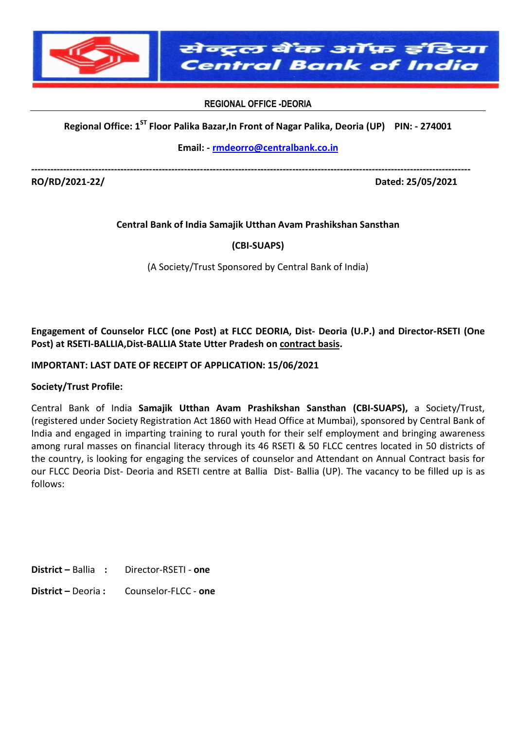सेन्ट्रल बैंक ऑफ़ इंडिया
Central Bank of India

**REGIONAL OFFICE -DEORIA**

**Regional Office: 1[ST] Floor Palika Bazar,In Front of Nagar Palika, Deoria (UP) PIN: - 274001**

**Email: - rmdeorro@centralbank.co.in**

---

**RO/RD/2021-22/** **Dated: 25/05/2021**

**Central Bank of India Samajik Utthan Avam Prashikshan Sansthan**

**(CBI-SUAPS)**

(A Society/Trust Sponsored by Central Bank of India)

**Engagement of Counselor FLCC (one Post) at FLCC DEORIA, Dist- Deoria (U.P.) and Director-RSETI (One Post) at RSETI-BALLIA,Dist-BALLIA State Utter Pradesh on contract basis.**

**IMPORTANT: LAST DATE OF RECEIPT OF APPLICATION: 15/06/2021**

**Society/Trust Profile:**

Central Bank of India **Samajik Utthan Avam Prashikshan Sansthan (CBI-SUAPS),** a Society/Trust, (registered under Society Registration Act 1860 with Head Office at Mumbai), sponsored by Central Bank of India and engaged in imparting training to rural youth for their self employment and bringing awareness among rural masses on financial literacy through its 46 RSETI & 50 FLCC centres located in 50 districts of the country, is looking for engaging the services of counselor and Attendant on Annual Contract basis for our FLCC Deoria Dist- Deoria and RSETI centre at Ballia Dist- Ballia (UP). The vacancy to be filled up is as follows:

**District –** Ballia **:** Director-RSETI - **one**

**District –** Deoria **:** Counselor-FLCC - **one**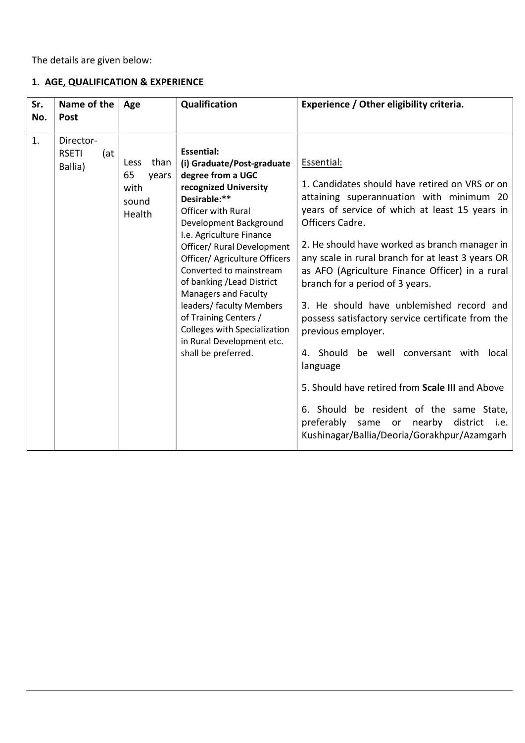The details are given below:

1. **AGE, QUALIFICATION & EXPERIENCE**

| Sr. No. | Name of the Post | Age | Qualification | Experience / Other eligibility criteria. |
|---|---|---|---|---|
| 1. | Director-RSETI (at Ballia) | Less than 65 years with sound Health | **Essential:**<br>**(i) Graduate/Post-graduate degree from a UGC recognized University**<br>**Desirable:****<br>Officer with Rural Development Background I.e. Agriculture Finance Officer/ Rural Development Officer/ Agriculture Officers Converted to mainstream of banking /Lead District Managers and Faculty leaders/ faculty Members of Training Centers / Colleges with Specialization in Rural Development etc. shall be preferred. | Essential:<br>1. Candidates should have retired on VRS or on attaining superannuation with minimum 20 years of service of which at least 15 years in Officers Cadre.<br>2. He should have worked as branch manager in any scale in rural branch for at least 3 years OR as AFO (Agriculture Finance Officer) in a rural branch for a period of 3 years.<br>3. He should have unblemished record and possess satisfactory service certificate from the previous employer.<br>4. Should be well conversant with local language<br>5. Should have retired from **Scale III** and Above<br>6. Should be resident of the same State, preferably same or nearby district i.e. Kushinagar/Ballia/Deoria/Gorakhpur/Azamgarh |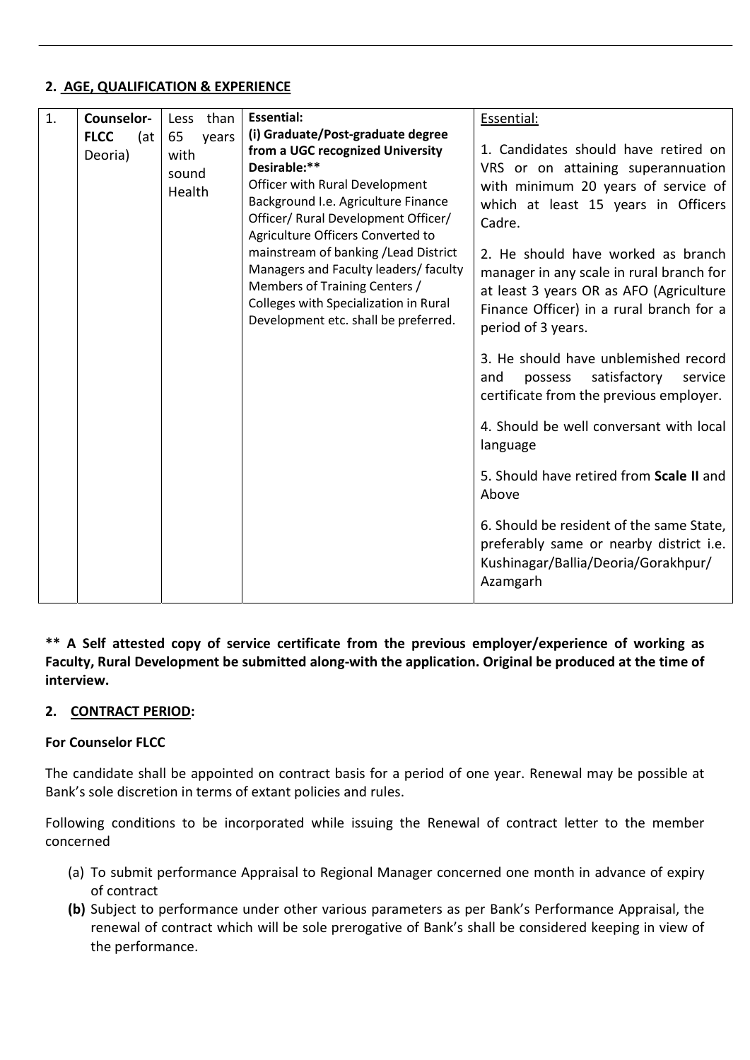## 2. AGE, QUALIFICATION & EXPERIENCE

| | | | | |
|---|---|---|---|---|
| 1. | **Counselor-FLCC** (at Deoria) | Less than 65 years with sound Health | **Essential:**<br>**(i) Graduate/Post-graduate degree from a UGC recognized University**<br>**Desirable:\*\***<br>Officer with Rural Development Background I.e. Agriculture Finance Officer/ Rural Development Officer/ Agriculture Officers Converted to mainstream of banking /Lead District Managers and Faculty leaders/ faculty Members of Training Centers / Colleges with Specialization in Rural Development etc. shall be preferred. | Essential:<br>1. Candidates should have retired on VRS or on attaining superannuation with minimum 20 years of service of which at least 15 years in Officers Cadre.<br>2. He should have worked as branch manager in any scale in rural branch for at least 3 years OR as AFO (Agriculture Finance Officer) in a rural branch for a period of 3 years.<br>3. He should have unblemished record and possess satisfactory service certificate from the previous employer.<br>4. Should be well conversant with local language<br>5. Should have retired from **Scale II** and Above<br>6. Should be resident of the same State, preferably same or nearby district i.e. Kushinagar/Ballia/Deoria/Gorakhpur/ Azamgarh |

**\*\* A Self attested copy of service certificate from the previous employer/experience of working as Faculty, Rural Development be submitted along-with the application. Original be produced at the time of interview.**

## 2. CONTRACT PERIOD:

**For Counselor FLCC**

The candidate shall be appointed on contract basis for a period of one year. Renewal may be possible at Bank's sole discretion in terms of extant policies and rules.

Following conditions to be incorporated while issuing the Renewal of contract letter to the member concerned

(a) To submit performance Appraisal to Regional Manager concerned one month in advance of expiry of contract

**(b)** Subject to performance under other various parameters as per Bank's Performance Appraisal, the renewal of contract which will be sole prerogative of Bank's shall be considered keeping in view of the performance.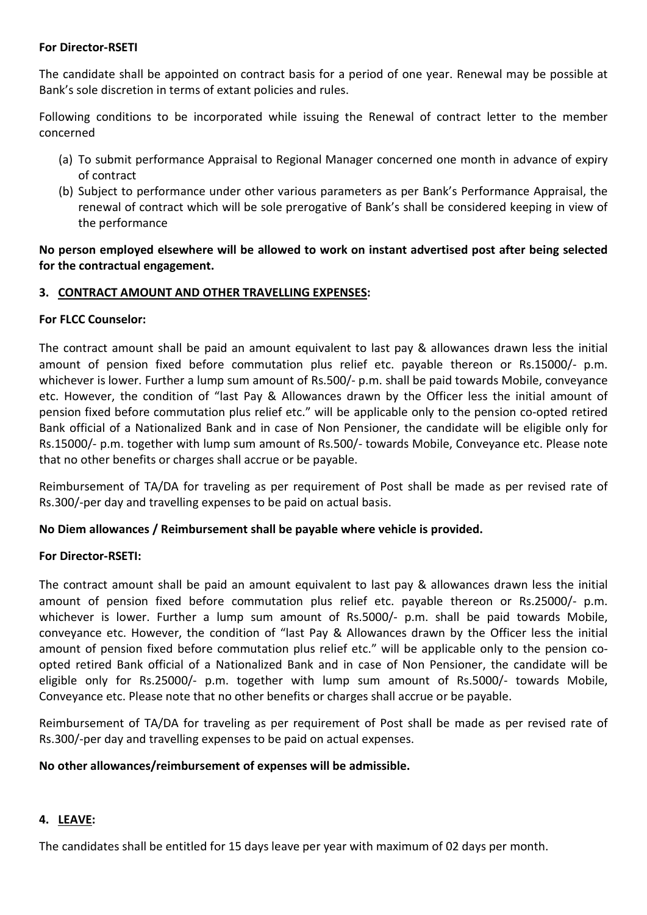**For Director-RSETI**

The candidate shall be appointed on contract basis for a period of one year. Renewal may be possible at Bank's sole discretion in terms of extant policies and rules.

Following conditions to be incorporated while issuing the Renewal of contract letter to the member concerned

(a) To submit performance Appraisal to Regional Manager concerned one month in advance of expiry of contract
(b) Subject to performance under other various parameters as per Bank's Performance Appraisal, the renewal of contract which will be sole prerogative of Bank's shall be considered keeping in view of the performance

**No person employed elsewhere will be allowed to work on instant advertised post after being selected for the contractual engagement.**

## 3. CONTRACT AMOUNT AND OTHER TRAVELLING EXPENSES:

**For FLCC Counselor:**

The contract amount shall be paid an amount equivalent to last pay & allowances drawn less the initial amount of pension fixed before commutation plus relief etc. payable thereon or Rs.15000/- p.m. whichever is lower. Further a lump sum amount of Rs.500/- p.m. shall be paid towards Mobile, conveyance etc. However, the condition of "last Pay & Allowances drawn by the Officer less the initial amount of pension fixed before commutation plus relief etc." will be applicable only to the pension co-opted retired Bank official of a Nationalized Bank and in case of Non Pensioner, the candidate will be eligible only for Rs.15000/- p.m. together with lump sum amount of Rs.500/- towards Mobile, Conveyance etc. Please note that no other benefits or charges shall accrue or be payable.

Reimbursement of TA/DA for traveling as per requirement of Post shall be made as per revised rate of Rs.300/-per day and travelling expenses to be paid on actual basis.

**No Diem allowances / Reimbursement shall be payable where vehicle is provided.**

**For Director-RSETI:**

The contract amount shall be paid an amount equivalent to last pay & allowances drawn less the initial amount of pension fixed before commutation plus relief etc. payable thereon or Rs.25000/- p.m. whichever is lower. Further a lump sum amount of Rs.5000/- p.m. shall be paid towards Mobile, conveyance etc. However, the condition of "last Pay & Allowances drawn by the Officer less the initial amount of pension fixed before commutation plus relief etc." will be applicable only to the pension co-opted retired Bank official of a Nationalized Bank and in case of Non Pensioner, the candidate will be eligible only for Rs.25000/- p.m. together with lump sum amount of Rs.5000/- towards Mobile, Conveyance etc. Please note that no other benefits or charges shall accrue or be payable.

Reimbursement of TA/DA for traveling as per requirement of Post shall be made as per revised rate of Rs.300/-per day and travelling expenses to be paid on actual expenses.

**No other allowances/reimbursement of expenses will be admissible.**

## 4. LEAVE:

The candidates shall be entitled for 15 days leave per year with maximum of 02 days per month.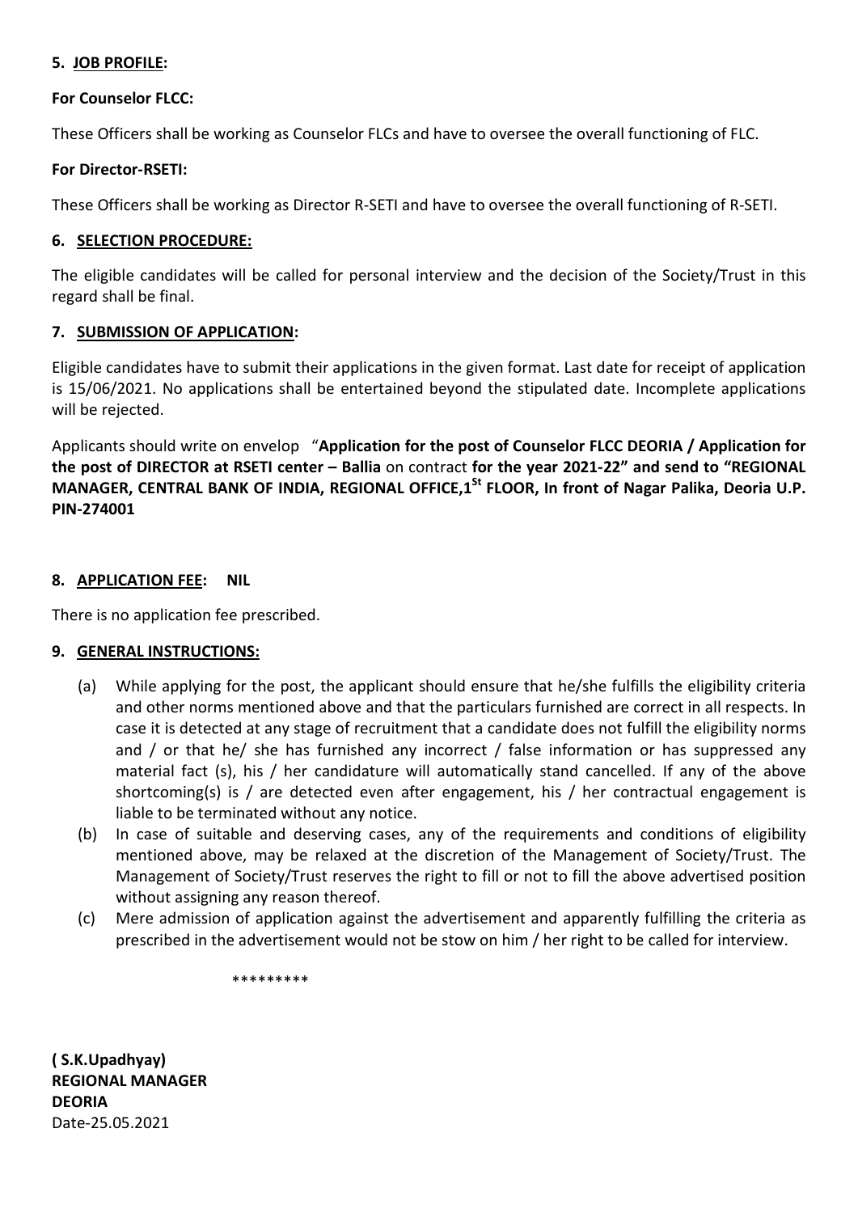**5. JOB PROFILE:**

**For Counselor FLCC:**

These Officers shall be working as Counselor FLCs and have to oversee the overall functioning of FLC.

**For Director-RSETI:**

These Officers shall be working as Director R-SETI and have to oversee the overall functioning of R-SETI.

**6. SELECTION PROCEDURE:**

The eligible candidates will be called for personal interview and the decision of the Society/Trust in this regard shall be final.

**7. SUBMISSION OF APPLICATION:**

Eligible candidates have to submit their applications in the given format. Last date for receipt of application is 15/06/2021. No applications shall be entertained beyond the stipulated date. Incomplete applications will be rejected.

Applicants should write on envelop "**Application for the post of Counselor FLCC DEORIA / Application for the post of DIRECTOR at RSETI center – Ballia** on contract **for the year 2021-22" and send to "REGIONAL MANAGER, CENTRAL BANK OF INDIA, REGIONAL OFFICE,1St FLOOR, In front of Nagar Palika, Deoria U.P. PIN-274001**

**8. APPLICATION FEE: NIL**

There is no application fee prescribed.

**9. GENERAL INSTRUCTIONS:**

(a) While applying for the post, the applicant should ensure that he/she fulfills the eligibility criteria and other norms mentioned above and that the particulars furnished are correct in all respects. In case it is detected at any stage of recruitment that a candidate does not fulfill the eligibility norms and / or that he/ she has furnished any incorrect / false information or has suppressed any material fact (s), his / her candidature will automatically stand cancelled. If any of the above shortcoming(s) is / are detected even after engagement, his / her contractual engagement is liable to be terminated without any notice.

(b) In case of suitable and deserving cases, any of the requirements and conditions of eligibility mentioned above, may be relaxed at the discretion of the Management of Society/Trust. The Management of Society/Trust reserves the right to fill or not to fill the above advertised position without assigning any reason thereof.

(c) Mere admission of application against the advertisement and apparently fulfilling the criteria as prescribed in the advertisement would not be stow on him / her right to be called for interview.

*********

**( S.K.Upadhyay)**
**REGIONAL MANAGER**
**DEORIA**
Date-25.05.2021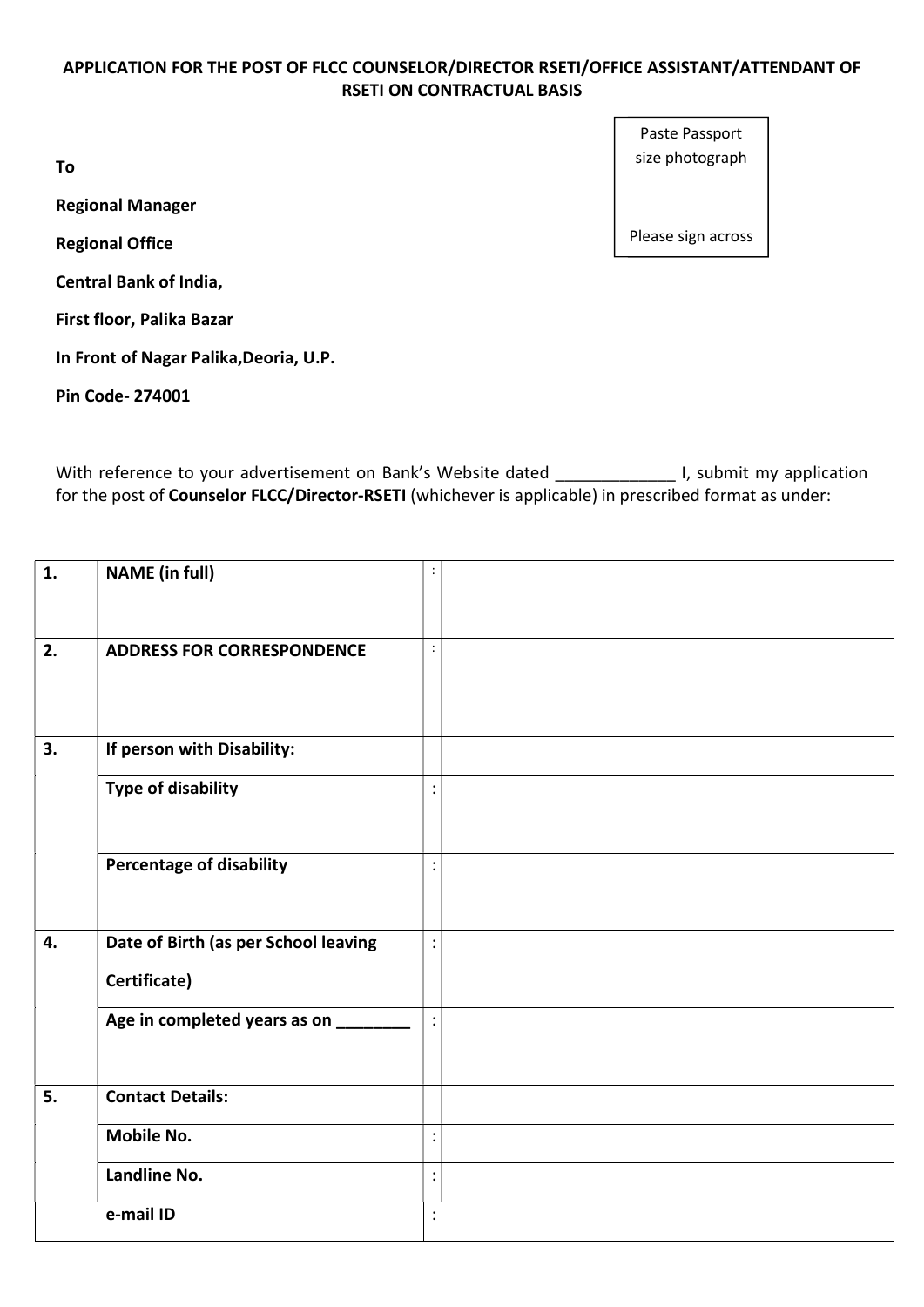**APPLICATION FOR THE POST OF FLCC COUNSELOR/DIRECTOR RSETI/OFFICE ASSISTANT/ATTENDANT OF RSETI ON CONTRACTUAL BASIS**

Paste Passport size photograph

Please sign across

**To**

**Regional Manager**

**Regional Office**

**Central Bank of India,**

**First floor, Palika Bazar**

**In Front of Nagar Palika,Deoria, U.P.**

**Pin Code- 274001**

With reference to your advertisement on Bank's Website dated _____________ I, submit my application for the post of **Counselor FLCC/Director-RSETI** (whichever is applicable) in prescribed format as under:

| | | | |
|---|---|---|---|
| **1.** | **NAME (in full)** | : | |
| **2.** | **ADDRESS FOR CORRESPONDENCE** | : | |
| **3.** | **If person with Disability:** | | |
| | **Type of disability** | : | |
| | **Percentage of disability** | : | |
| **4.** | **Date of Birth (as per School leaving Certificate)** | : | |
| | **Age in completed years as on ________** | : | |
| **5.** | **Contact Details:** | | |
| | **Mobile No.** | : | |
| | **Landline No.** | : | |
| | **e-mail ID** | : | |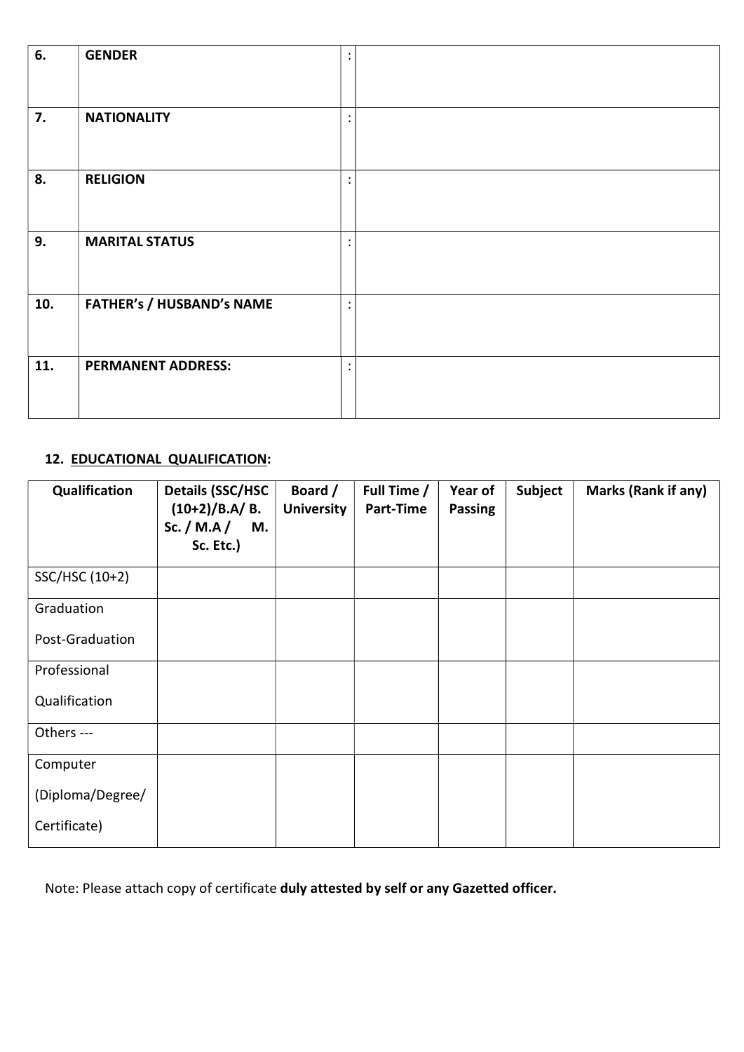| | | | |
|---|---|---|---|
| **6.** | **GENDER** | : | |
| **7.** | **NATIONALITY** | : | |
| **8.** | **RELIGION** | : | |
| **9.** | **MARITAL STATUS** | : | |
| **10.** | **FATHER's / HUSBAND's NAME** | : | |
| **11.** | **PERMANENT ADDRESS:** | : | |

**12. EDUCATIONAL QUALIFICATION:**

| **Qualification** | **Details (SSC/HSC (10+2)/B.A/ B. Sc. / M.A / M. Sc. Etc.)** | **Board / University** | **Full Time / Part-Time** | **Year of Passing** | **Subject** | **Marks (Rank if any)** |
|---|---|---|---|---|---|---|
| SSC/HSC (10+2) | | | | | | |
| Graduation<br>Post-Graduation | | | | | | |
| Professional<br>Qualification | | | | | | |
| Others --- | | | | | | |
| Computer<br>(Diploma/Degree/<br>Certificate) | | | | | | |

Note: Please attach copy of certificate **duly attested by self or any Gazetted officer.**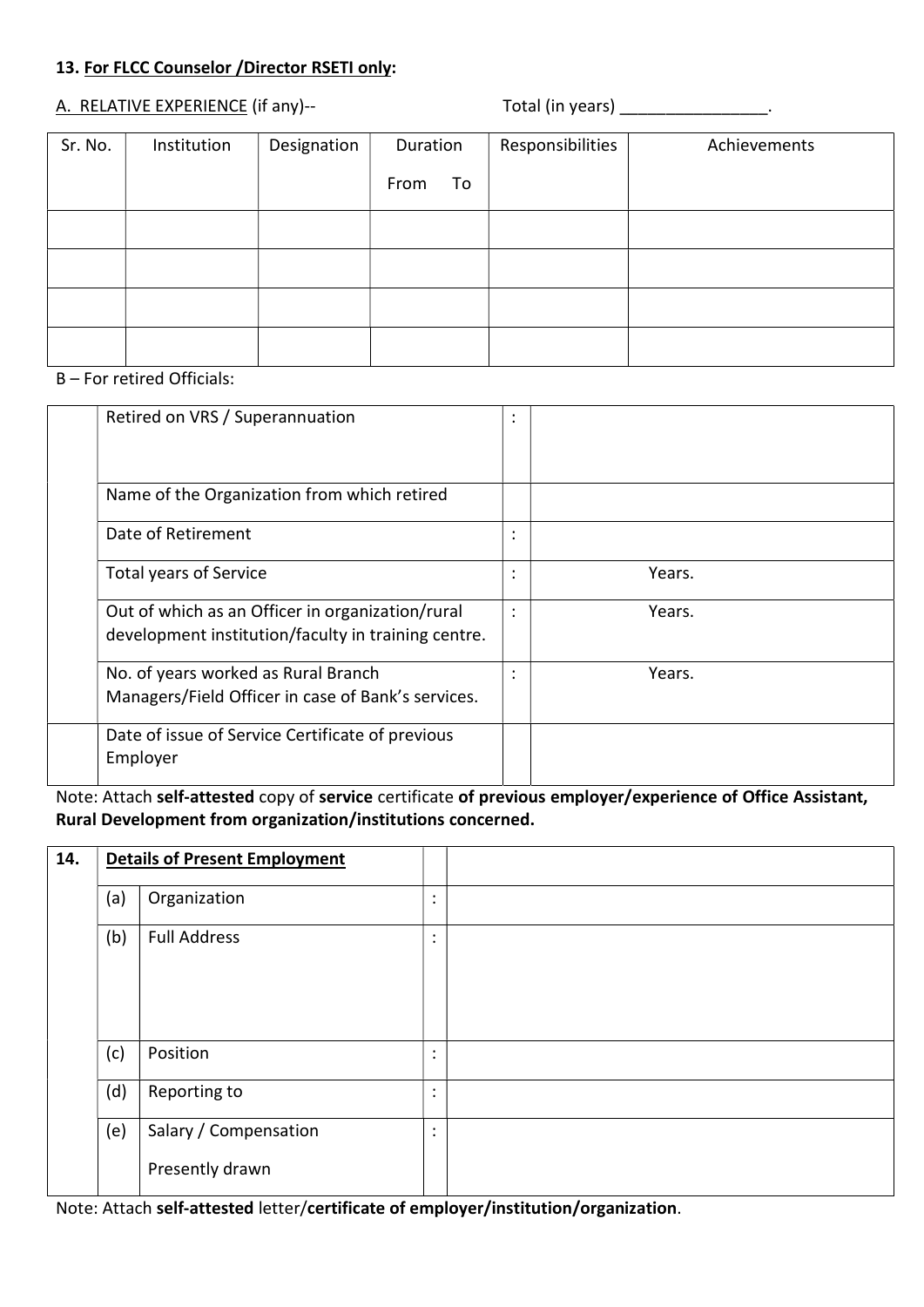**13. <u>For FLCC Counselor /Director RSETI only</u>:**

A. RELATIVE EXPERIENCE (if any)-- Total (in years) ________________.

| Sr. No. | Institution | Designation | Duration From To | Responsibilities | Achievements |
|---|---|---|---|---|---|
| | | | | | |
| | | | | | |
| | | | | | |
| | | | | | |

B – For retired Officials:

| | | | |
|---|---|---|---|
| | Retired on VRS / Superannuation | : | |
| | Name of the Organization from which retired | | |
| | Date of Retirement | : | |
| | Total years of Service | : | Years. |
| | Out of which as an Officer in organization/rural development institution/faculty in training centre. | : | Years. |
| | No. of years worked as Rural Branch Managers/Field Officer in case of Bank's services. | : | Years. |
| | Date of issue of Service Certificate of previous Employer | | |

Note: Attach **self-attested** copy of **service** certificate **of previous employer/experience of Office Assistant, Rural Development from organization/institutions concerned.**

| | | | | |
|---|---|---|---|---|
| **14.** | **Details of Present Employment** | | | |
| | (a) | Organization | : | |
| | (b) | Full Address | : | |
| | (c) | Position | : | |
| | (d) | Reporting to | : | |
| | (e) | Salary / Compensation Presently drawn | : | |

Note: Attach **self-attested** letter/**certificate of employer/institution/organization**.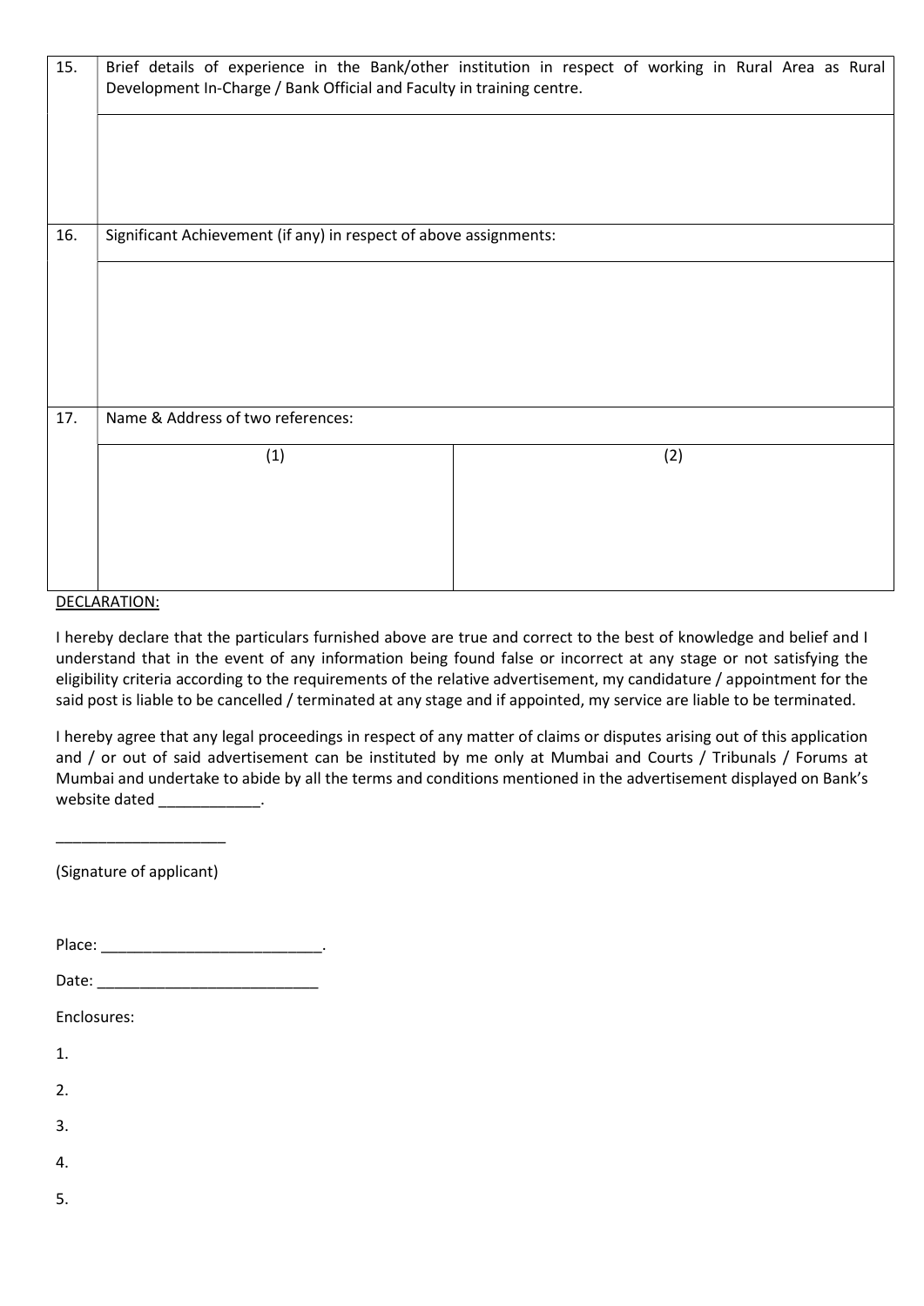| | |
|---|---|
| 15. | Brief details of experience in the Bank/other institution in respect of working in Rural Area as Rural Development In-Charge / Bank Official and Faculty in training centre. |
| | |
| 16. | Significant Achievement (if any) in respect of above assignments: |
| | |
| 17. | Name & Address of two references: |
| | (1) \| (2) |

DECLARATION:

I hereby declare that the particulars furnished above are true and correct to the best of knowledge and belief and I understand that in the event of any information being found false or incorrect at any stage or not satisfying the eligibility criteria according to the requirements of the relative advertisement, my candidature / appointment for the said post is liable to be cancelled / terminated at any stage and if appointed, my service are liable to be terminated.

I hereby agree that any legal proceedings in respect of any matter of claims or disputes arising out of this application and / or out of said advertisement can be instituted by me only at Mumbai and Courts / Tribunals / Forums at Mumbai and undertake to abide by all the terms and conditions mentioned in the advertisement displayed on Bank's website dated ____________.

____________________

(Signature of applicant)

Place: __________________________.

Date: __________________________

Enclosures:

1.

2.

3.

4.

5.